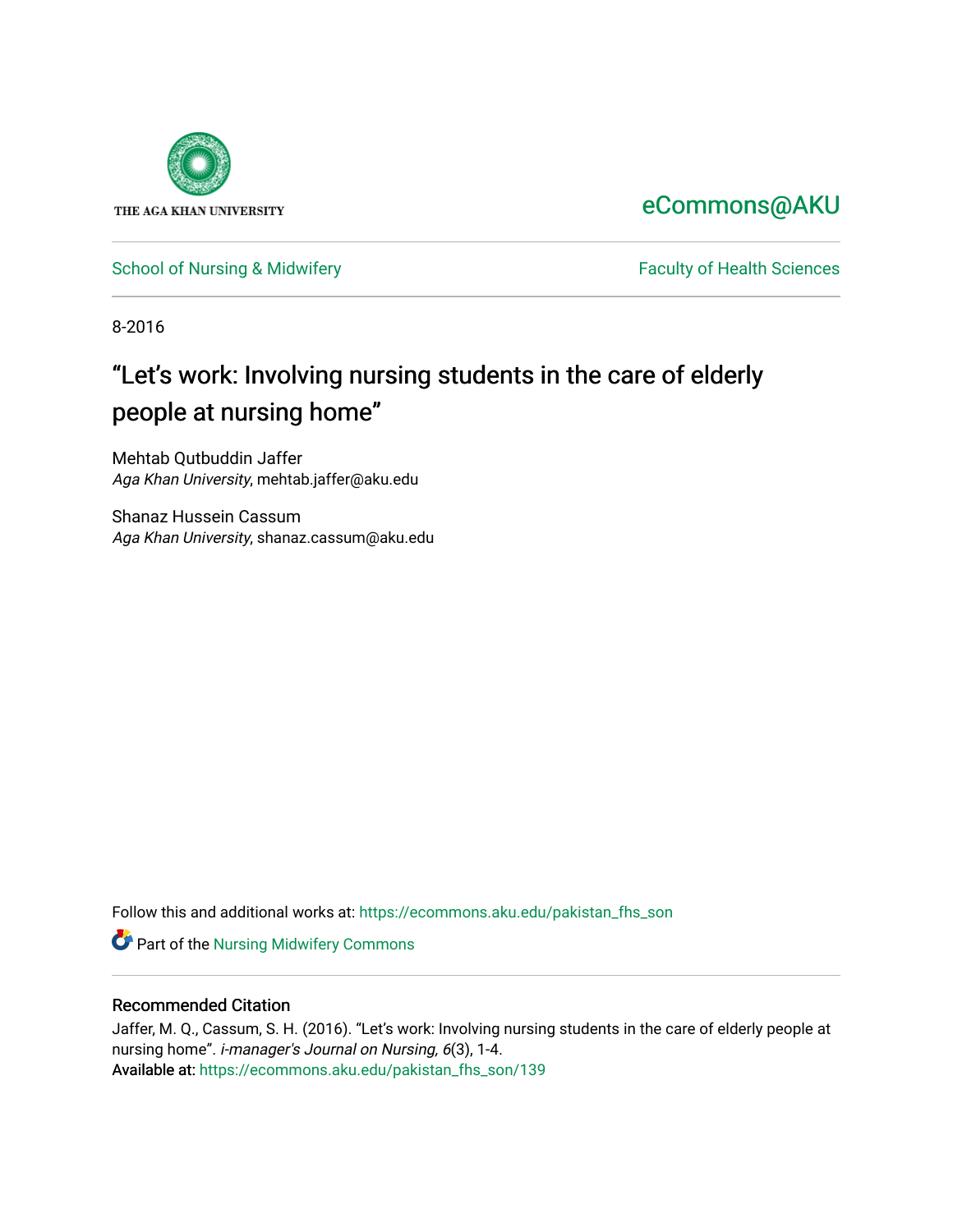THE AGA KHAN UNIVERSITY

eCommons@AKU

School of Nursing & Midwifery

Faculty of Health Sciences

8-2016

# “Let’s work: Involving nursing students in the care of elderly people at nursing home”

Mehtab Qutbuddin Jaffer
*Aga Khan University*, mehtab.jaffer@aku.edu

Shanaz Hussein Cassum
*Aga Khan University*, shanaz.cassum@aku.edu

Follow this and additional works at: https://ecommons.aku.edu/pakistan_fhs_son

Part of the Nursing Midwifery Commons

## Recommended Citation

Jaffer, M. Q., Cassum, S. H. (2016). “Let’s work: Involving nursing students in the care of elderly people at nursing home”. *i-manager's Journal on Nursing, 6*(3), 1-4.
Available at: https://ecommons.aku.edu/pakistan_fhs_son/139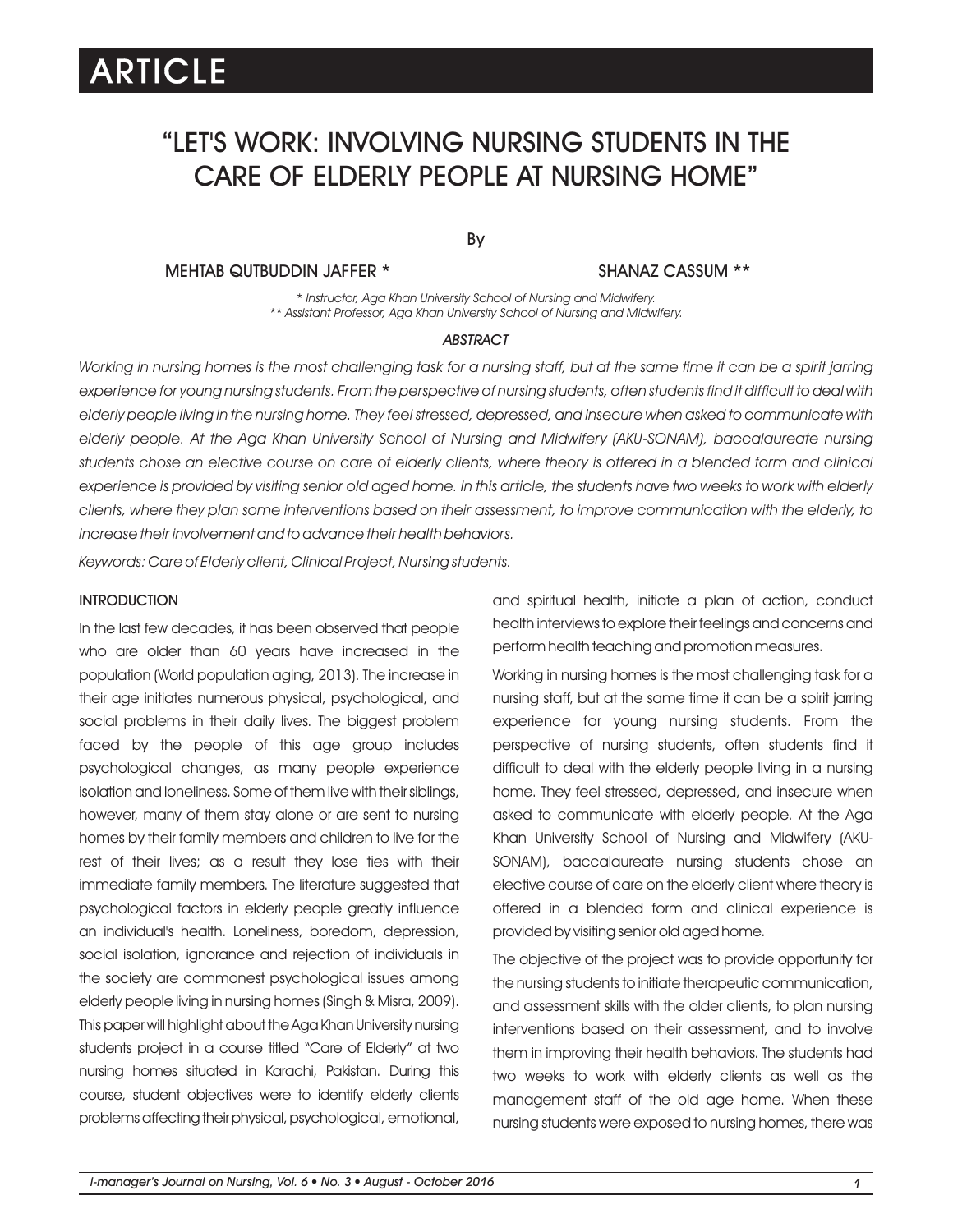# ARTICLE

## "LET'S WORK: INVOLVING NURSING STUDENTS IN THE CARE OF ELDERLY PEOPLE AT NURSING HOME"

By

MEHTAB QUTBUDDIN JAFFER * SHANAZ CASSUM **

*\* Instructor, Aga Khan University School of Nursing and Midwifery.*
*\*\* Assistant Professor, Aga Khan University School of Nursing and Midwifery.*

### *ABSTRACT*

*Working in nursing homes is the most challenging task for a nursing staff, but at the same time it can be a spirit jarring experience for young nursing students. From the perspective of nursing students, often students find it difficult to deal with elderly people living in the nursing home. They feel stressed, depressed, and insecure when asked to communicate with elderly people. At the Aga Khan University School of Nursing and Midwifery (AKU-SONAM), baccalaureate nursing students chose an elective course on care of elderly clients, where theory is offered in a blended form and clinical experience is provided by visiting senior old aged home. In this article, the students have two weeks to work with elderly clients, where they plan some interventions based on their assessment, to improve communication with the elderly, to increase their involvement and to advance their health behaviors.*

*Keywords: Care of Elderly client, Clinical Project, Nursing students.*

### INTRODUCTION

In the last few decades, it has been observed that people who are older than 60 years have increased in the population (World population aging, 2013). The increase in their age initiates numerous physical, psychological, and social problems in their daily lives. The biggest problem faced by the people of this age group includes psychological changes, as many people experience isolation and loneliness. Some of them live with their siblings, however, many of them stay alone or are sent to nursing homes by their family members and children to live for the rest of their lives; as a result they lose ties with their immediate family members. The literature suggested that psychological factors in elderly people greatly influence an individual's health. Loneliness, boredom, depression, social isolation, ignorance and rejection of individuals in the society are commonest psychological issues among elderly people living in nursing homes (Singh & Misra, 2009). This paper will highlight about the Aga Khan University nursing students project in a course titled "Care of Elderly" at two nursing homes situated in Karachi, Pakistan. During this course, student objectives were to identify elderly clients problems affecting their physical, psychological, emotional, and spiritual health, initiate a plan of action, conduct health interviews to explore their feelings and concerns and perform health teaching and promotion measures.

Working in nursing homes is the most challenging task for a nursing staff, but at the same time it can be a spirit jarring experience for young nursing students. From the perspective of nursing students, often students find it difficult to deal with the elderly people living in a nursing home. They feel stressed, depressed, and insecure when asked to communicate with elderly people. At the Aga Khan University School of Nursing and Midwifery (AKU-SONAM), baccalaureate nursing students chose an elective course of care on the elderly client where theory is offered in a blended form and clinical experience is provided by visiting senior old aged home.

The objective of the project was to provide opportunity for the nursing students to initiate therapeutic communication, and assessment skills with the older clients, to plan nursing interventions based on their assessment, and to involve them in improving their health behaviors. The students had two weeks to work with elderly clients as well as the management staff of the old age home. When these nursing students were exposed to nursing homes, there was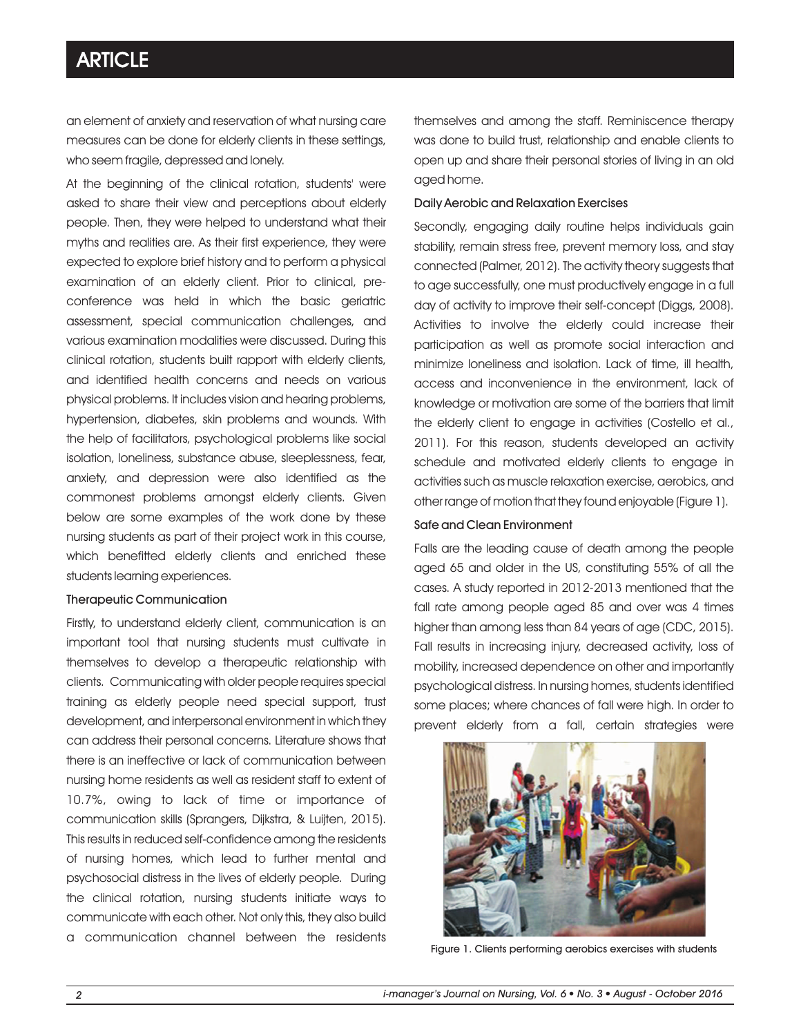an element of anxiety and reservation of what nursing care measures can be done for elderly clients in these settings, who seem fragile, depressed and lonely.

At the beginning of the clinical rotation, students' were asked to share their view and perceptions about elderly people. Then, they were helped to understand what their myths and realities are. As their first experience, they were expected to explore brief history and to perform a physical examination of an elderly client. Prior to clinical, pre-conference was held in which the basic geriatric assessment, special communication challenges, and various examination modalities were discussed. During this clinical rotation, students built rapport with elderly clients, and identified health concerns and needs on various physical problems. It includes vision and hearing problems, hypertension, diabetes, skin problems and wounds. With the help of facilitators, psychological problems like social isolation, loneliness, substance abuse, sleeplessness, fear, anxiety, and depression were also identified as the commonest problems amongst elderly clients. Given below are some examples of the work done by these nursing students as part of their project work in this course, which benefitted elderly clients and enriched these students learning experiences.

### Therapeutic Communication

Firstly, to understand elderly client, communication is an important tool that nursing students must cultivate in themselves to develop a therapeutic relationship with clients. Communicating with older people requires special training as elderly people need special support, trust development, and interpersonal environment in which they can address their personal concerns. Literature shows that there is an ineffective or lack of communication between nursing home residents as well as resident staff to extent of 10.7%, owing to lack of time or importance of communication skills (Sprangers, Dijkstra, & Luijten, 2015). This results in reduced self-confidence among the residents of nursing homes, which lead to further mental and psychosocial distress in the lives of elderly people. During the clinical rotation, nursing students initiate ways to communicate with each other. Not only this, they also build a communication channel between the residents themselves and among the staff. Reminiscence therapy was done to build trust, relationship and enable clients to open up and share their personal stories of living in an old aged home.

### Daily Aerobic and Relaxation Exercises

Secondly, engaging daily routine helps individuals gain stability, remain stress free, prevent memory loss, and stay connected (Palmer, 2012). The activity theory suggests that to age successfully, one must productively engage in a full day of activity to improve their self-concept (Diggs, 2008). Activities to involve the elderly could increase their participation as well as promote social interaction and minimize loneliness and isolation. Lack of time, ill health, access and inconvenience in the environment, lack of knowledge or motivation are some of the barriers that limit the elderly client to engage in activities (Costello et al., 2011). For this reason, students developed an activity schedule and motivated elderly clients to engage in activities such as muscle relaxation exercise, aerobics, and other range of motion that they found enjoyable (Figure 1).

### Safe and Clean Environment

Falls are the leading cause of death among the people aged 65 and older in the US, constituting 55% of all the cases. A study reported in 2012-2013 mentioned that the fall rate among people aged 85 and over was 4 times higher than among less than 84 years of age (CDC, 2015). Fall results in increasing injury, decreased activity, loss of mobility, increased dependence on other and importantly psychological distress. In nursing homes, students identified some places; where chances of fall were high. In order to prevent elderly from a fall, certain strategies were

Figure 1. Clients performing aerobics exercises with students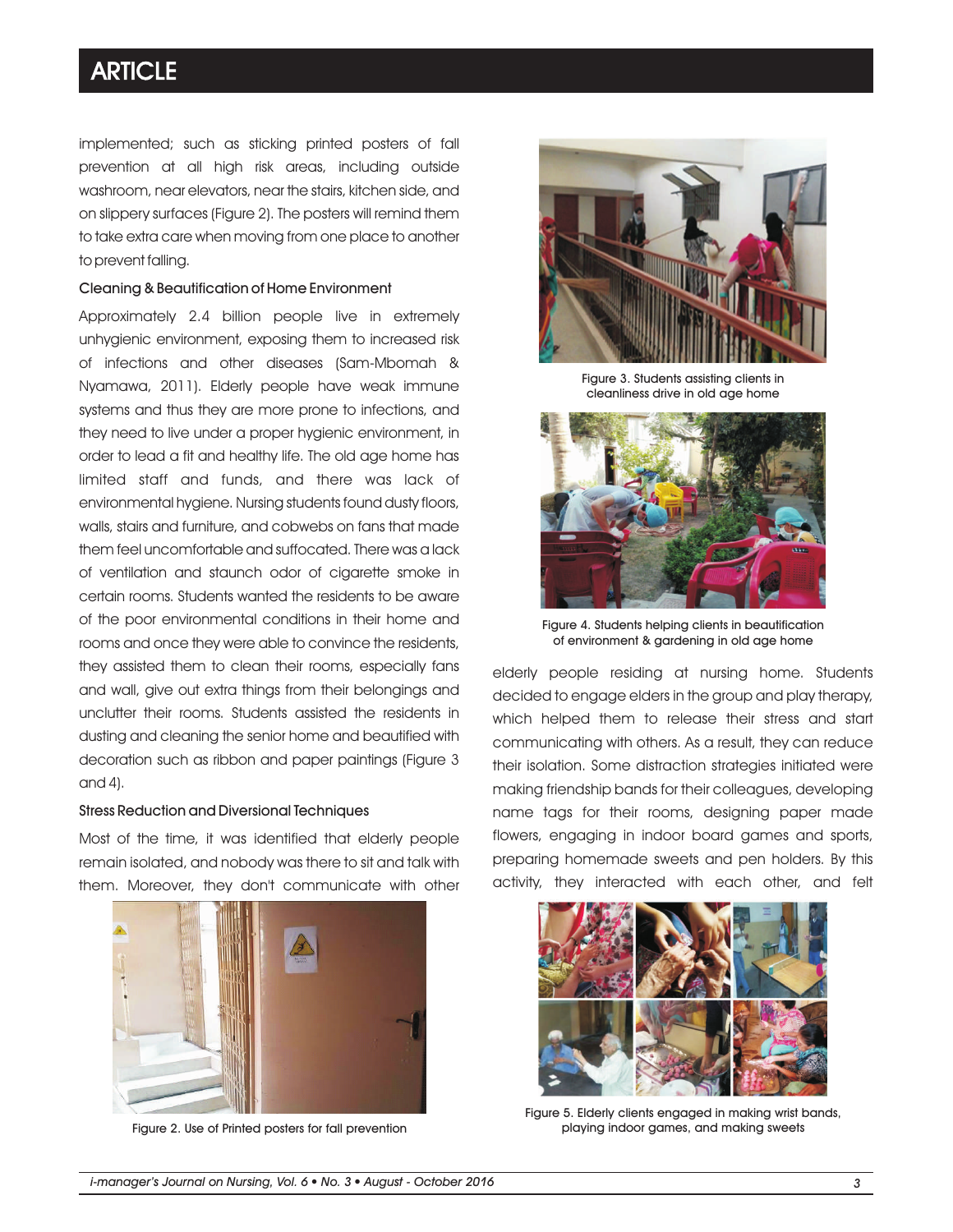implemented; such as sticking printed posters of fall prevention at all high risk areas, including outside washroom, near elevators, near the stairs, kitchen side, and on slippery surfaces (Figure 2). The posters will remind them to take extra care when moving from one place to another to prevent falling.

### Cleaning & Beautification of Home Environment

Approximately 2.4 billion people live in extremely unhygienic environment, exposing them to increased risk of infections and other diseases (Sam-Mbomah & Nyamawa, 2011). Elderly people have weak immune systems and thus they are more prone to infections, and they need to live under a proper hygienic environment, in order to lead a fit and healthy life. The old age home has limited staff and funds, and there was lack of environmental hygiene. Nursing students found dusty floors, walls, stairs and furniture, and cobwebs on fans that made them feel uncomfortable and suffocated. There was a lack of ventilation and staunch odor of cigarette smoke in certain rooms. Students wanted the residents to be aware of the poor environmental conditions in their home and rooms and once they were able to convince the residents, they assisted them to clean their rooms, especially fans and wall, give out extra things from their belongings and unclutter their rooms. Students assisted the residents in dusting and cleaning the senior home and beautified with decoration such as ribbon and paper paintings (Figure 3 and 4).

### Stress Reduction and Diversional Techniques

Most of the time, it was identified that elderly people remain isolated, and nobody was there to sit and talk with them. Moreover, they don't communicate with other elderly people residing at nursing home. Students decided to engage elders in the group and play therapy, which helped them to release their stress and start communicating with others. As a result, they can reduce their isolation. Some distraction strategies initiated were making friendship bands for their colleagues, developing name tags for their rooms, designing paper made flowers, engaging in indoor board games and sports, preparing homemade sweets and pen holders. By this activity, they interacted with each other, and felt

Figure 2. Use of Printed posters for fall prevention

Figure 3. Students assisting clients in cleanliness drive in old age home

Figure 4. Students helping clients in beautification of environment & gardening in old age home

Figure 5. Elderly clients engaged in making wrist bands, playing indoor games, and making sweets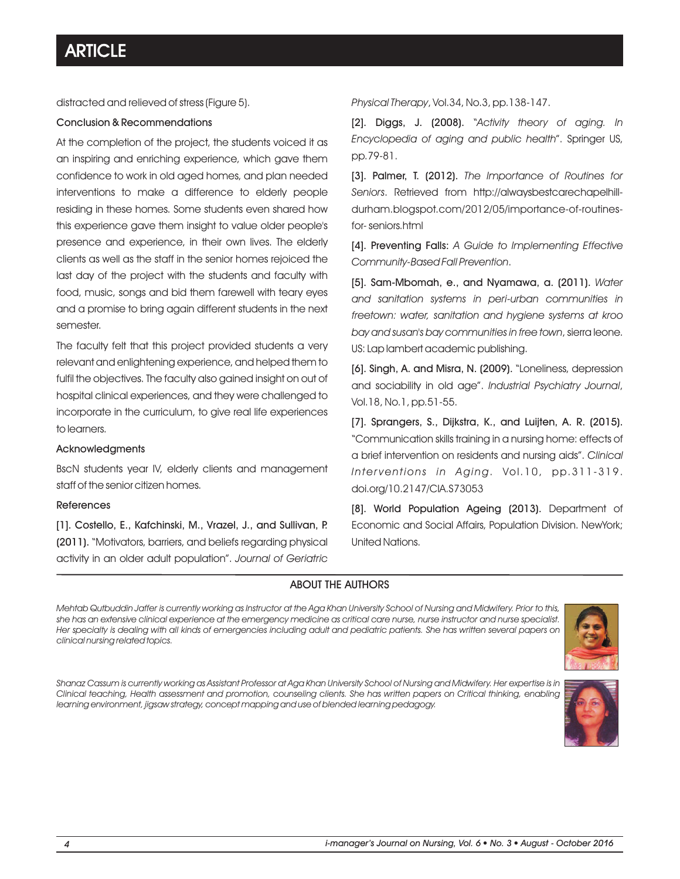distracted and relieved of stress (Figure 5).

### Conclusion & Recommendations

At the completion of the project, the students voiced it as an inspiring and enriching experience, which gave them confidence to work in old aged homes, and plan needed interventions to make a difference to elderly people residing in these homes. Some students even shared how this experience gave them insight to value older people's presence and experience, in their own lives. The elderly clients as well as the staff in the senior homes rejoiced the last day of the project with the students and faculty with food, music, songs and bid them farewell with teary eyes and a promise to bring again different students in the next semester.

The faculty felt that this project provided students a very relevant and enlightening experience, and helped them to fulfil the objectives. The faculty also gained insight on out of hospital clinical experiences, and they were challenged to incorporate in the curriculum, to give real life experiences to learners.

### Acknowledgments

BscN students year IV, elderly clients and management staff of the senior citizen homes.

### References

[1]. **Costello, E., Kafchinski, M., Vrazel, J., and Sullivan, P. (2011).** "Motivators, barriers, and beliefs regarding physical activity in an older adult population". *Journal of Geriatric Physical Therapy*, Vol.34, No.3, pp.138-147.

[2]. **Diggs, J. (2008).** "*Activity theory of aging. In Encyclopedia of aging and public health*". Springer US, pp.79-81.

[3]. **Palmer, T. (2012).** *The Importance of Routines for Seniors*. Retrieved from http://alwaysbestcarechapelhill-durham.blogspot.com/2012/05/importance-of-routines-for- seniors.html

[4]. **Preventing Falls:** *A Guide to Implementing Effective Community-Based Fall Prevention*.

[5]. **Sam-Mbomah, e., and Nyamawa, a. (2011).** *Water and sanitation systems in peri-urban communities in freetown: water, sanitation and hygiene systems at kroo bay and susan's bay communities in free town*, sierra leone. US: Lap lambert academic publishing.

[6]. **Singh, A. and Misra, N. (2009).** "Loneliness, depression and sociability in old age". *Industrial Psychiatry Journal*, Vol.18, No.1, pp.51-55.

[7]. **Sprangers, S., Dijkstra, K., and Luijten, A. R. (2015).** "Communication skills training in a nursing home: effects of a brief intervention on residents and nursing aids". *Clinical Interventions in Aging*. Vol.10, pp.311-319. doi.org/10.2147/CIA.S73053

[8]. **World Population Ageing (2013).** Department of Economic and Social Affairs, Population Division. NewYork; United Nations.

### ABOUT THE AUTHORS

*Mehtab Qutbuddin Jaffer is currently working as Instructor at the Aga Khan University School of Nursing and Midwifery. Prior to this, she has an extensive clinical experience at the emergency medicine as critical care nurse, nurse instructor and nurse specialist. Her specialty is dealing with all kinds of emergencies including adult and pediatric patients. She has written several papers on clinical nursing related topics.*

*Shanaz Cassum is currently working as Assistant Professor at Aga Khan University School of Nursing and Midwifery. Her expertise is in Clinical teaching, Health assessment and promotion, counseling clients. She has written papers on Critical thinking, enabling learning environment, jigsaw strategy, concept mapping and use of blended learning pedagogy.*